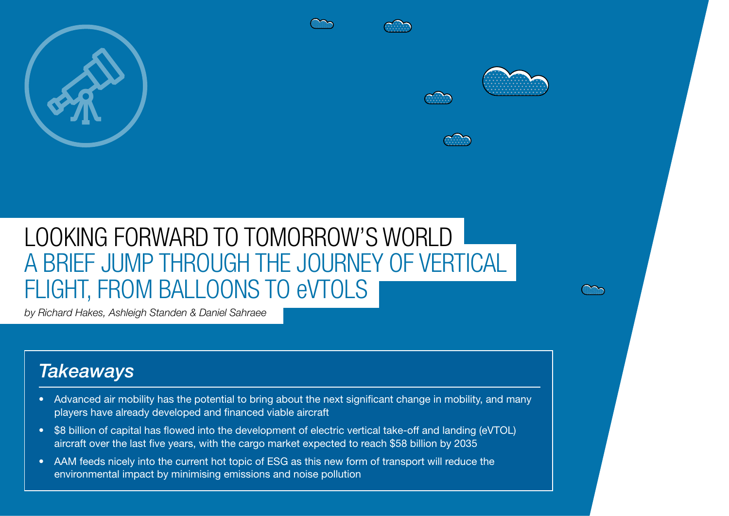# LOOKING FORWARD TO TOMORROW'S WORLD

## A BRIEF JUMP THROUGH THE JOURNEY OF VERTICAL FLIGHT, FROM BALLOONS TO eVTOLS

*by Richard Hakes, Ashleigh Standen & Daniel Sahraee*

### *Takeaways*

- Advanced air mobility has the potential to bring about the next significant change in mobility, and many players have already developed and financed viable aircraft
- $8 billion of capital has flowed into the development of electric vertical take-off and landing (eVTOL) aircraft over the last five years, with the cargo market expected to reach $58 billion by 2035
- AAM feeds nicely into the current hot topic of ESG as this new form of transport will reduce the environmental impact by minimising emissions and noise pollution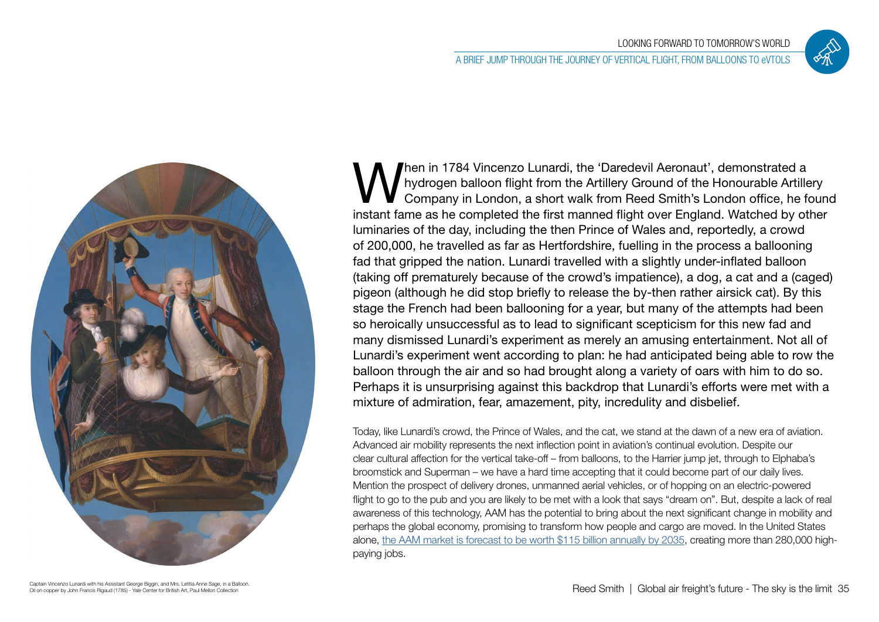When in 1784 Vincenzo Lunardi, the 'Daredevil Aeronaut', demonstrated a hydrogen balloon flight from the Artillery Ground of the Honourable Artillery Company in London, a short walk from Reed Smith's London office, he found instant fame as he completed the first manned flight over England. Watched by other luminaries of the day, including the then Prince of Wales and, reportedly, a crowd of 200,000, he travelled as far as Hertfordshire, fuelling in the process a ballooning fad that gripped the nation. Lunardi travelled with a slightly under-inflated balloon (taking off prematurely because of the crowd's impatience), a dog, a cat and a (caged) pigeon (although he did stop briefly to release the by-then rather airsick cat). By this stage the French had been ballooning for a year, but many of the attempts had been so heroically unsuccessful as to lead to significant scepticism for this new fad and many dismissed Lunardi's experiment as merely an amusing entertainment. Not all of Lunardi's experiment went according to plan: he had anticipated being able to row the balloon through the air and so had brought along a variety of oars with him to do so. Perhaps it is unsurprising against this backdrop that Lunardi's efforts were met with a mixture of admiration, fear, amazement, pity, incredulity and disbelief.

Today, like Lunardi's crowd, the Prince of Wales, and the cat, we stand at the dawn of a new era of aviation. Advanced air mobility represents the next inflection point in aviation's continual evolution. Despite our clear cultural affection for the vertical take-off – from balloons, to the Harrier jump jet, through to Elphaba's broomstick and Superman – we have a hard time accepting that it could become part of our daily lives. Mention the prospect of delivery drones, unmanned aerial vehicles, or of hopping on an electric-powered flight to go to the pub and you are likely to be met with a look that says "dream on". But, despite a lack of real awareness of this technology, AAM has the potential to bring about the next significant change in mobility and perhaps the global economy, promising to transform how people and cargo are moved. In the United States alone, the AAM market is forecast to be worth $115 billion annually by 2035, creating more than 280,000 high-paying jobs.

Captain Vincenzo Lunardi with his Assistant George Biggin, and Mrs. Letitia Anne Sage, in a Balloon. Oil on copper by John Francis Rigaud (1785) - Yale Center for British Art, Paul Mellon Collection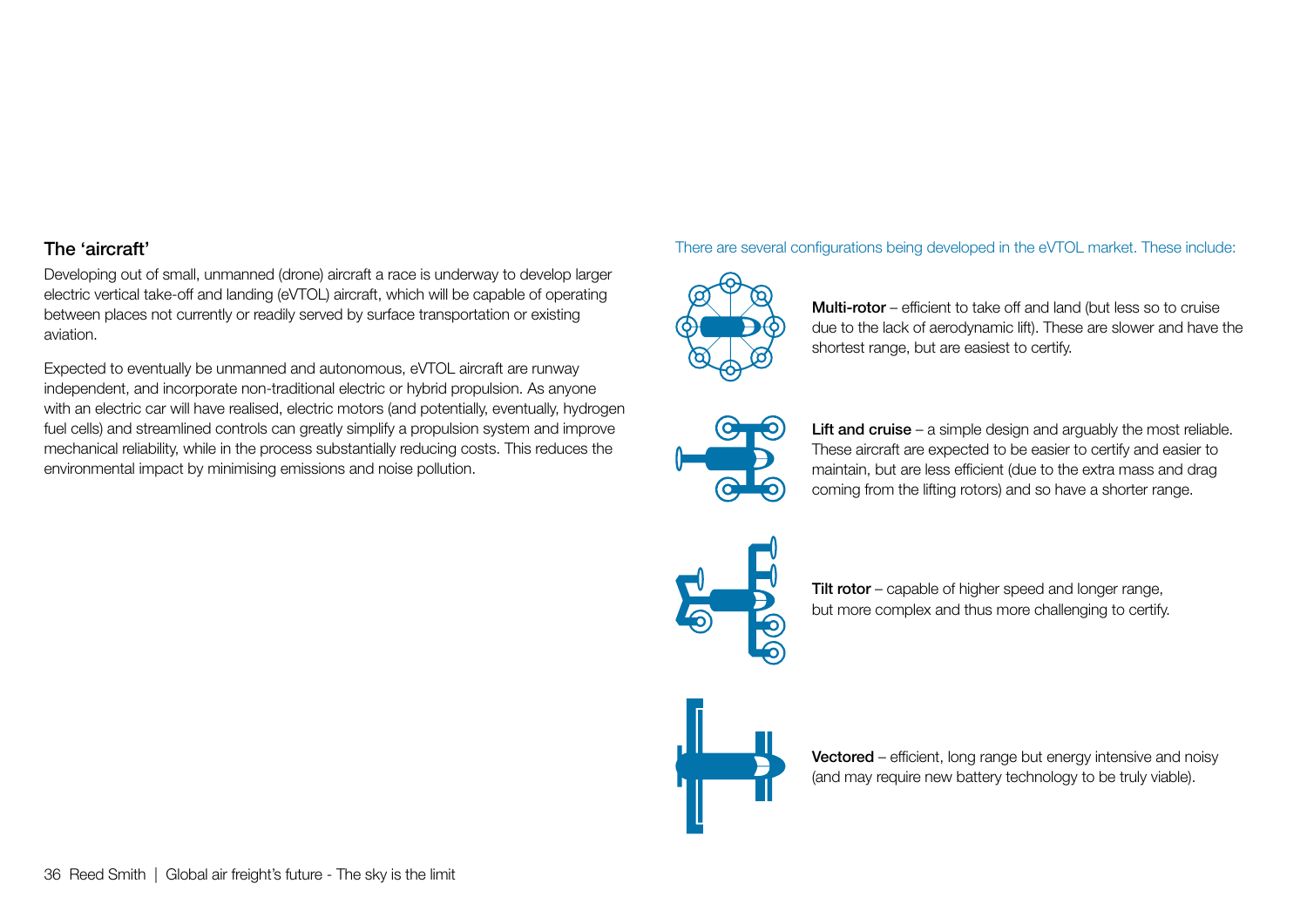## The ‘aircraft’

Developing out of small, unmanned (drone) aircraft a race is underway to develop larger electric vertical take-off and landing (eVTOL) aircraft, which will be capable of operating between places not currently or readily served by surface transportation or existing aviation.

Expected to eventually be unmanned and autonomous, eVTOL aircraft are runway independent, and incorporate non-traditional electric or hybrid propulsion. As anyone with an electric car will have realised, electric motors (and potentially, eventually, hydrogen fuel cells) and streamlined controls can greatly simplify a propulsion system and improve mechanical reliability, while in the process substantially reducing costs. This reduces the environmental impact by minimising emissions and noise pollution.

There are several configurations being developed in the eVTOL market. These include:

**Multi-rotor** – efficient to take off and land (but less so to cruise due to the lack of aerodynamic lift). These are slower and have the shortest range, but are easiest to certify.

**Lift and cruise** – a simple design and arguably the most reliable. These aircraft are expected to be easier to certify and easier to maintain, but are less efficient (due to the extra mass and drag coming from the lifting rotors) and so have a shorter range.

**Tilt rotor** – capable of higher speed and longer range, but more complex and thus more challenging to certify.

**Vectored** – efficient, long range but energy intensive and noisy (and may require new battery technology to be truly viable).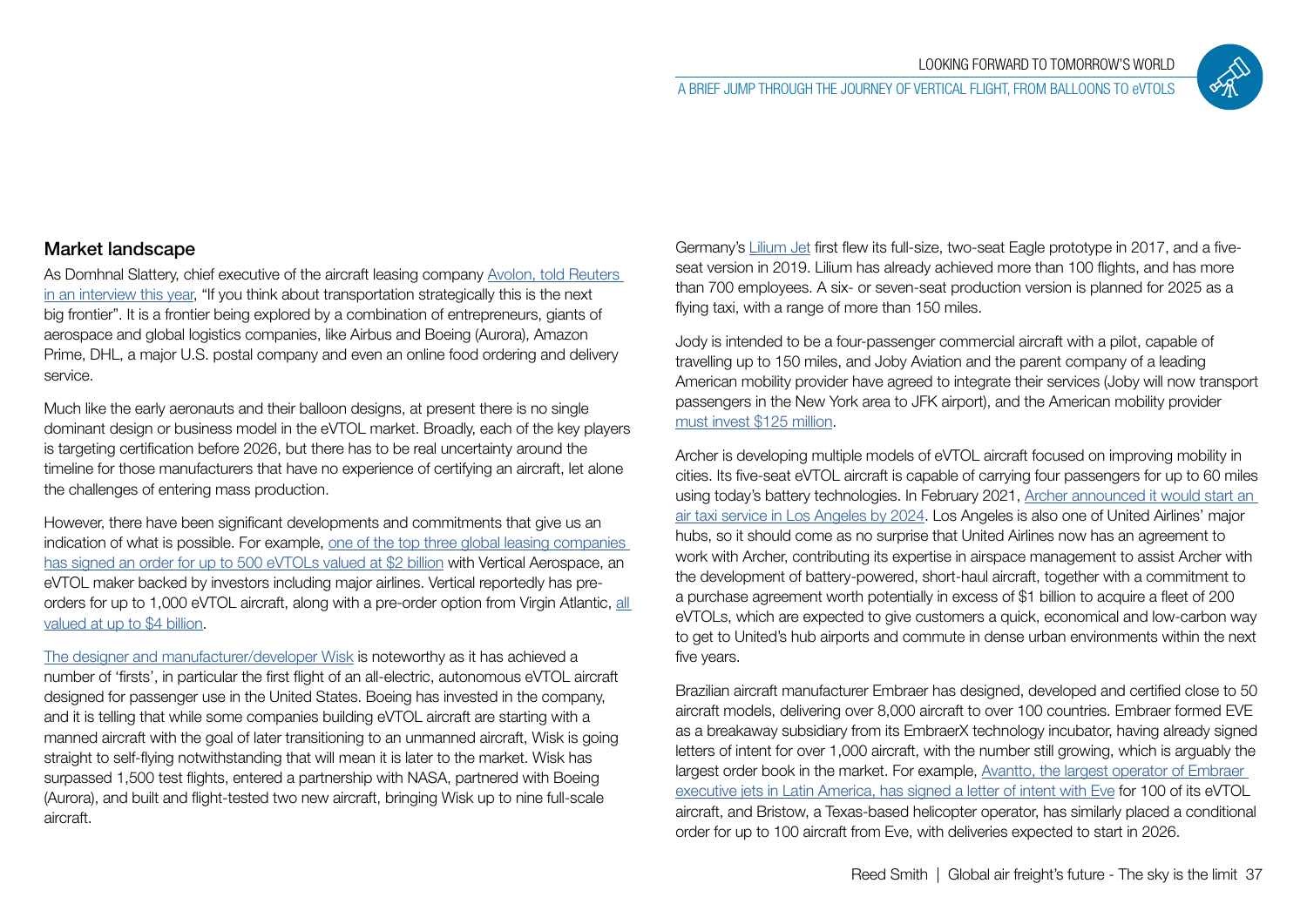## Market landscape

As Domhnal Slattery, chief executive of the aircraft leasing company Avolon, told Reuters in an interview this year, "If you think about transportation strategically this is the next big frontier". It is a frontier being explored by a combination of entrepreneurs, giants of aerospace and global logistics companies, like Airbus and Boeing (Aurora), Amazon Prime, DHL, a major U.S. postal company and even an online food ordering and delivery service.

Much like the early aeronauts and their balloon designs, at present there is no single dominant design or business model in the eVTOL market. Broadly, each of the key players is targeting certification before 2026, but there has to be real uncertainty around the timeline for those manufacturers that have no experience of certifying an aircraft, let alone the challenges of entering mass production.

However, there have been significant developments and commitments that give us an indication of what is possible. For example, one of the top three global leasing companies has signed an order for up to 500 eVTOLs valued at $2 billion with Vertical Aerospace, an eVTOL maker backed by investors including major airlines. Vertical reportedly has pre-orders for up to 1,000 eVTOL aircraft, along with a pre-order option from Virgin Atlantic, all valued at up to $4 billion.

The designer and manufacturer/developer Wisk is noteworthy as it has achieved a number of 'firsts', in particular the first flight of an all-electric, autonomous eVTOL aircraft designed for passenger use in the United States. Boeing has invested in the company, and it is telling that while some companies building eVTOL aircraft are starting with a manned aircraft with the goal of later transitioning to an unmanned aircraft, Wisk is going straight to self-flying notwithstanding that will mean it is later to the market. Wisk has surpassed 1,500 test flights, entered a partnership with NASA, partnered with Boeing (Aurora), and built and flight-tested two new aircraft, bringing Wisk up to nine full-scale aircraft.

Germany's Lilium Jet first flew its full-size, two-seat Eagle prototype in 2017, and a five-seat version in 2019. Lilium has already achieved more than 100 flights, and has more than 700 employees. A six- or seven-seat production version is planned for 2025 as a flying taxi, with a range of more than 150 miles.

Jody is intended to be a four-passenger commercial aircraft with a pilot, capable of travelling up to 150 miles, and Joby Aviation and the parent company of a leading American mobility provider have agreed to integrate their services (Joby will now transport passengers in the New York area to JFK airport), and the American mobility provider must invest $125 million.

Archer is developing multiple models of eVTOL aircraft focused on improving mobility in cities. Its five-seat eVTOL aircraft is capable of carrying four passengers for up to 60 miles using today's battery technologies. In February 2021, Archer announced it would start an air taxi service in Los Angeles by 2024. Los Angeles is also one of United Airlines' major hubs, so it should come as no surprise that United Airlines now has an agreement to work with Archer, contributing its expertise in airspace management to assist Archer with the development of battery-powered, short-haul aircraft, together with a commitment to a purchase agreement worth potentially in excess of $1 billion to acquire a fleet of 200 eVTOLs, which are expected to give customers a quick, economical and low-carbon way to get to United's hub airports and commute in dense urban environments within the next five years.

Brazilian aircraft manufacturer Embraer has designed, developed and certified close to 50 aircraft models, delivering over 8,000 aircraft to over 100 countries. Embraer formed EVE as a breakaway subsidiary from its EmbraerX technology incubator, having already signed letters of intent for over 1,000 aircraft, with the number still growing, which is arguably the largest order book in the market. For example, Avantto, the largest operator of Embraer executive jets in Latin America, has signed a letter of intent with Eve for 100 of its eVTOL aircraft, and Bristow, a Texas-based helicopter operator, has similarly placed a conditional order for up to 100 aircraft from Eve, with deliveries expected to start in 2026.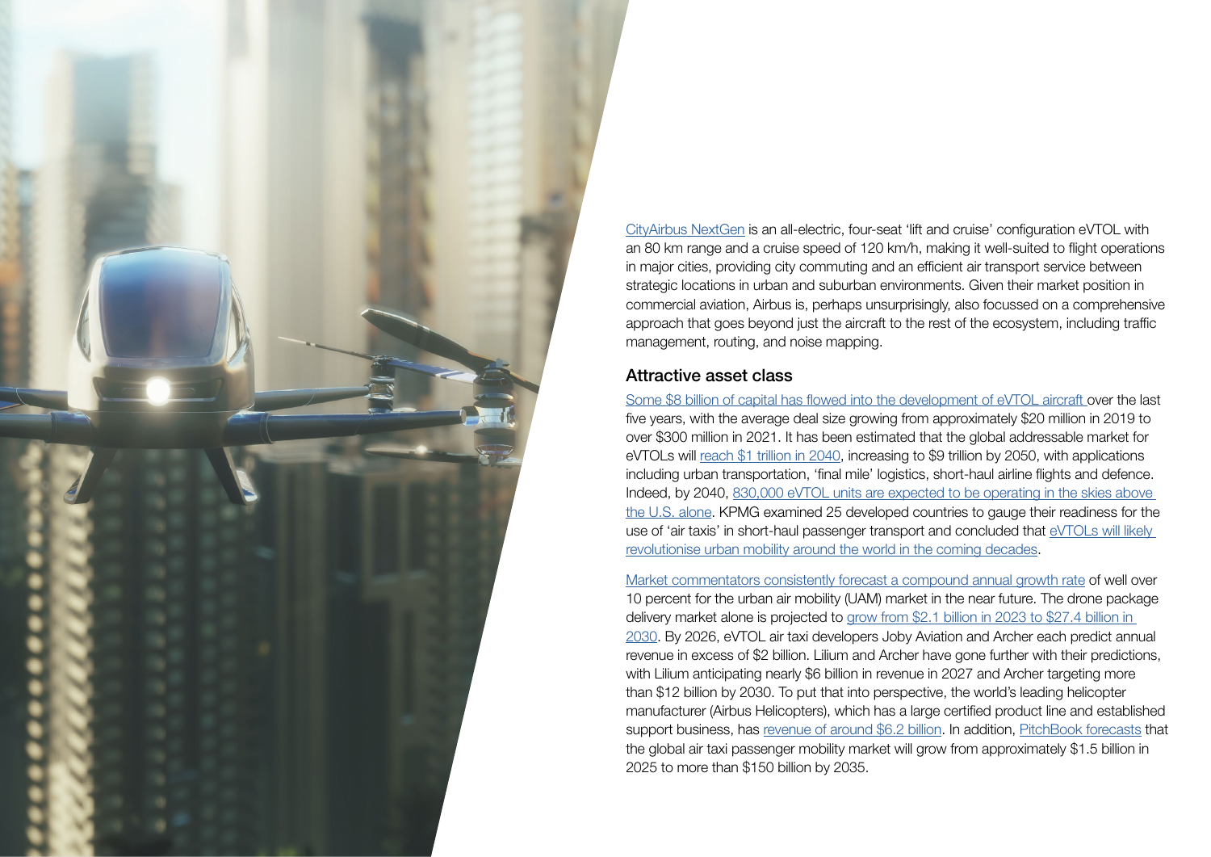CityAirbus NextGen is an all-electric, four-seat 'lift and cruise' configuration eVTOL with an 80 km range and a cruise speed of 120 km/h, making it well-suited to flight operations in major cities, providing city commuting and an efficient air transport service between strategic locations in urban and suburban environments. Given their market position in commercial aviation, Airbus is, perhaps unsurprisingly, also focussed on a comprehensive approach that goes beyond just the aircraft to the rest of the ecosystem, including traffic management, routing, and noise mapping.

## Attractive asset class

Some $8 billion of capital has flowed into the development of eVTOL aircraft over the last five years, with the average deal size growing from approximately $20 million in 2019 to over $300 million in 2021. It has been estimated that the global addressable market for eVTOLs will reach $1 trillion in 2040, increasing to $9 trillion by 2050, with applications including urban transportation, 'final mile' logistics, short-haul airline flights and defence. Indeed, by 2040, 830,000 eVTOL units are expected to be operating in the skies above the U.S. alone. KPMG examined 25 developed countries to gauge their readiness for the use of 'air taxis' in short-haul passenger transport and concluded that eVTOLs will likely revolutionise urban mobility around the world in the coming decades.

Market commentators consistently forecast a compound annual growth rate of well over 10 percent for the urban air mobility (UAM) market in the near future. The drone package delivery market alone is projected to grow from $2.1 billion in 2023 to $27.4 billion in 2030. By 2026, eVTOL air taxi developers Joby Aviation and Archer each predict annual revenue in excess of $2 billion. Lilium and Archer have gone further with their predictions, with Lilium anticipating nearly $6 billion in revenue in 2027 and Archer targeting more than $12 billion by 2030. To put that into perspective, the world's leading helicopter manufacturer (Airbus Helicopters), which has a large certified product line and established support business, has revenue of around $6.2 billion. In addition, PitchBook forecasts that the global air taxi passenger mobility market will grow from approximately $1.5 billion in 2025 to more than $150 billion by 2035.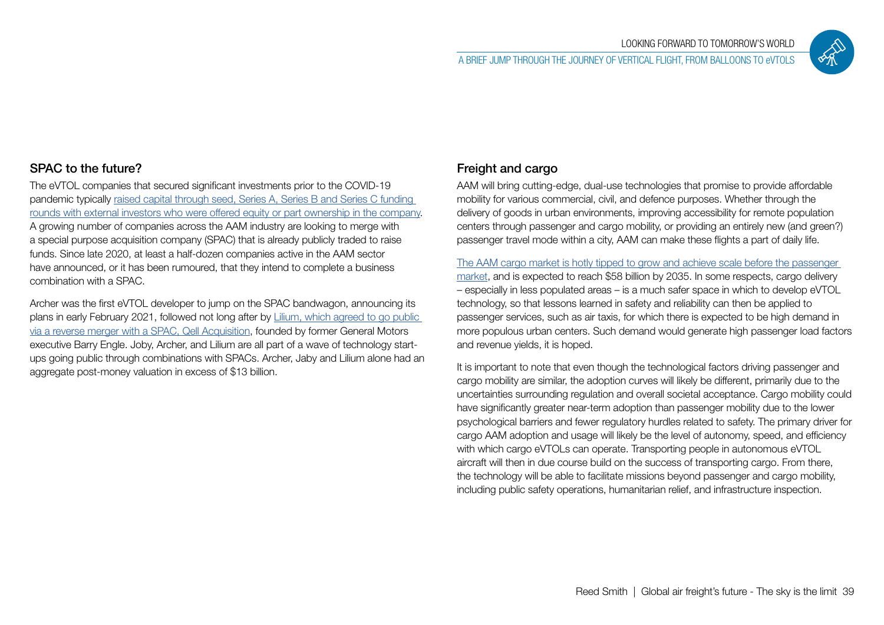## SPAC to the future?

The eVTOL companies that secured significant investments prior to the COVID-19 pandemic typically raised capital through seed, Series A, Series B and Series C funding rounds with external investors who were offered equity or part ownership in the company. A growing number of companies across the AAM industry are looking to merge with a special purpose acquisition company (SPAC) that is already publicly traded to raise funds. Since late 2020, at least a half-dozen companies active in the AAM sector have announced, or it has been rumoured, that they intend to complete a business combination with a SPAC.

Archer was the first eVTOL developer to jump on the SPAC bandwagon, announcing its plans in early February 2021, followed not long after by Lilium, which agreed to go public via a reverse merger with a SPAC, Qell Acquisition, founded by former General Motors executive Barry Engle. Joby, Archer, and Lilium are all part of a wave of technology start-ups going public through combinations with SPACs. Archer, Jaby and Lilium alone had an aggregate post-money valuation in excess of $13 billion.

## Freight and cargo

AAM will bring cutting-edge, dual-use technologies that promise to provide affordable mobility for various commercial, civil, and defence purposes. Whether through the delivery of goods in urban environments, improving accessibility for remote population centers through passenger and cargo mobility, or providing an entirely new (and green?) passenger travel mode within a city, AAM can make these flights a part of daily life.

The AAM cargo market is hotly tipped to grow and achieve scale before the passenger market, and is expected to reach $58 billion by 2035. In some respects, cargo delivery – especially in less populated areas – is a much safer space in which to develop eVTOL technology, so that lessons learned in safety and reliability can then be applied to passenger services, such as air taxis, for which there is expected to be high demand in more populous urban centers. Such demand would generate high passenger load factors and revenue yields, it is hoped.

It is important to note that even though the technological factors driving passenger and cargo mobility are similar, the adoption curves will likely be different, primarily due to the uncertainties surrounding regulation and overall societal acceptance. Cargo mobility could have significantly greater near-term adoption than passenger mobility due to the lower psychological barriers and fewer regulatory hurdles related to safety. The primary driver for cargo AAM adoption and usage will likely be the level of autonomy, speed, and efficiency with which cargo eVTOLs can operate. Transporting people in autonomous eVTOL aircraft will then in due course build on the success of transporting cargo. From there, the technology will be able to facilitate missions beyond passenger and cargo mobility, including public safety operations, humanitarian relief, and infrastructure inspection.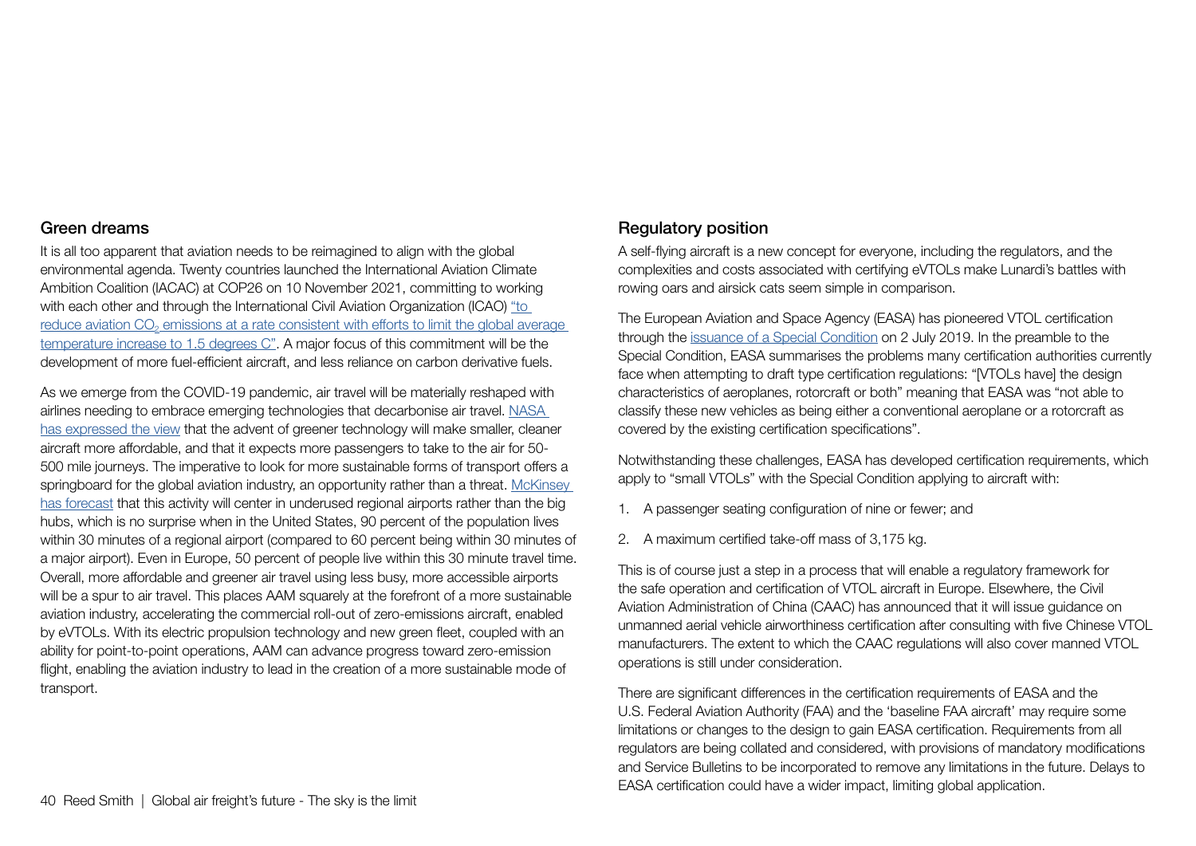## Green dreams

It is all too apparent that aviation needs to be reimagined to align with the global environmental agenda. Twenty countries launched the International Aviation Climate Ambition Coalition (IACAC) at COP26 on 10 November 2021, committing to working with each other and through the International Civil Aviation Organization (ICAO) "to reduce aviation $CO_2$ emissions at a rate consistent with efforts to limit the global average temperature increase to 1.5 degrees C". A major focus of this commitment will be the development of more fuel-efficient aircraft, and less reliance on carbon derivative fuels.

As we emerge from the COVID-19 pandemic, air travel will be materially reshaped with airlines needing to embrace emerging technologies that decarbonise air travel. NASA has expressed the view that the advent of greener technology will make smaller, cleaner aircraft more affordable, and that it expects more passengers to take to the air for 50-500 mile journeys. The imperative to look for more sustainable forms of transport offers a springboard for the global aviation industry, an opportunity rather than a threat. McKinsey has forecast that this activity will center in underused regional airports rather than the big hubs, which is no surprise when in the United States, 90 percent of the population lives within 30 minutes of a regional airport (compared to 60 percent being within 30 minutes of a major airport). Even in Europe, 50 percent of people live within this 30 minute travel time. Overall, more affordable and greener air travel using less busy, more accessible airports will be a spur to air travel. This places AAM squarely at the forefront of a more sustainable aviation industry, accelerating the commercial roll-out of zero-emissions aircraft, enabled by eVTOLs. With its electric propulsion technology and new green fleet, coupled with an ability for point-to-point operations, AAM can advance progress toward zero-emission flight, enabling the aviation industry to lead in the creation of a more sustainable mode of transport.

## Regulatory position

A self-flying aircraft is a new concept for everyone, including the regulators, and the complexities and costs associated with certifying eVTOLs make Lunardi's battles with rowing oars and airsick cats seem simple in comparison.

The European Aviation and Space Agency (EASA) has pioneered VTOL certification through the issuance of a Special Condition on 2 July 2019. In the preamble to the Special Condition, EASA summarises the problems many certification authorities currently face when attempting to draft type certification regulations: "[VTOLs have] the design characteristics of aeroplanes, rotorcraft or both" meaning that EASA was "not able to classify these new vehicles as being either a conventional aeroplane or a rotorcraft as covered by the existing certification specifications".

Notwithstanding these challenges, EASA has developed certification requirements, which apply to "small VTOLs" with the Special Condition applying to aircraft with:

1. A passenger seating configuration of nine or fewer; and
2. A maximum certified take-off mass of 3,175 kg.

This is of course just a step in a process that will enable a regulatory framework for the safe operation and certification of VTOL aircraft in Europe. Elsewhere, the Civil Aviation Administration of China (CAAC) has announced that it will issue guidance on unmanned aerial vehicle airworthiness certification after consulting with five Chinese VTOL manufacturers. The extent to which the CAAC regulations will also cover manned VTOL operations is still under consideration.

There are significant differences in the certification requirements of EASA and the U.S. Federal Aviation Authority (FAA) and the 'baseline FAA aircraft' may require some limitations or changes to the design to gain EASA certification. Requirements from all regulators are being collated and considered, with provisions of mandatory modifications and Service Bulletins to be incorporated to remove any limitations in the future. Delays to EASA certification could have a wider impact, limiting global application.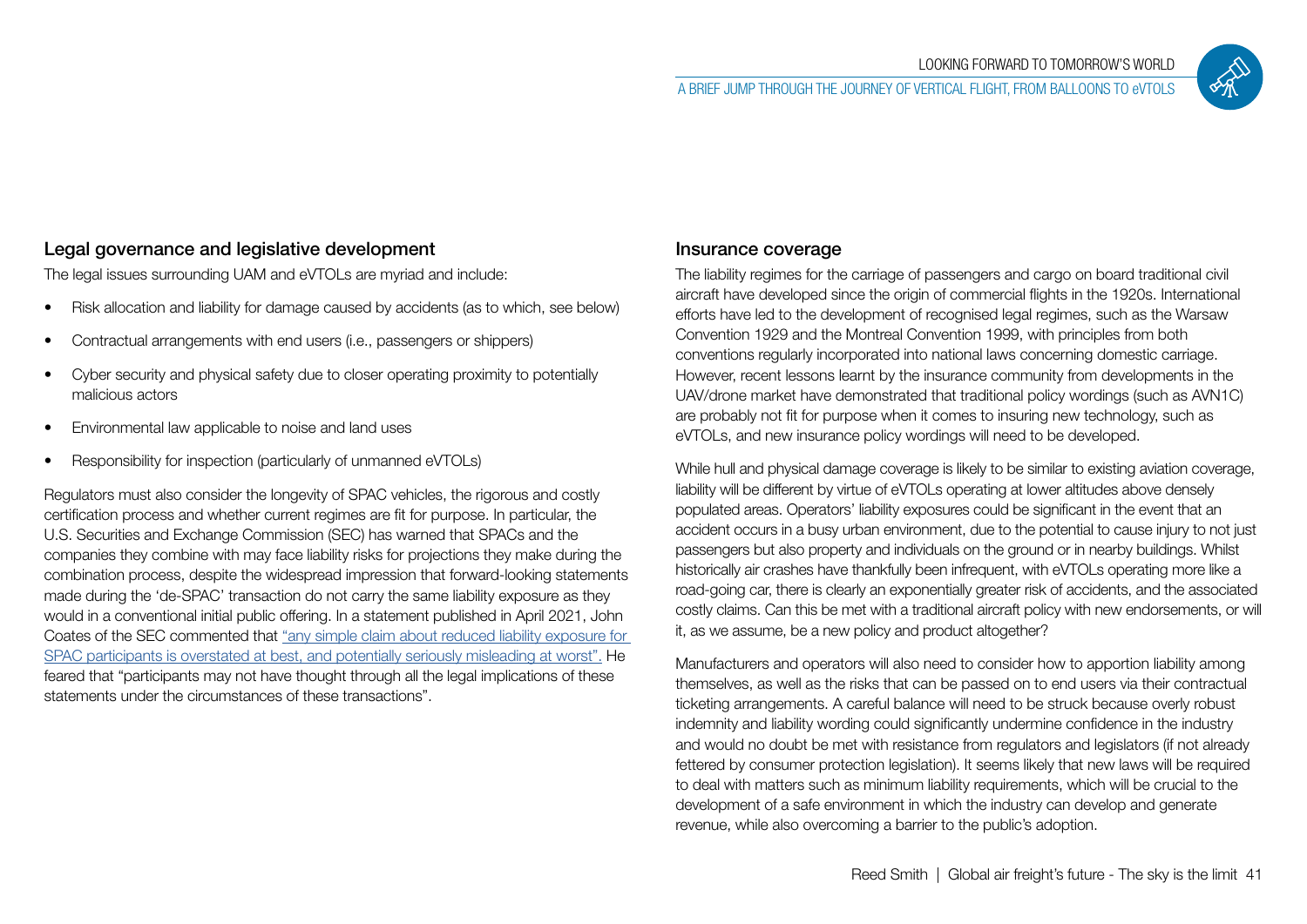## Legal governance and legislative development

The legal issues surrounding UAM and eVTOLs are myriad and include:

- Risk allocation and liability for damage caused by accidents (as to which, see below)
- Contractual arrangements with end users (i.e., passengers or shippers)
- Cyber security and physical safety due to closer operating proximity to potentially malicious actors
- Environmental law applicable to noise and land uses
- Responsibility for inspection (particularly of unmanned eVTOLs)

Regulators must also consider the longevity of SPAC vehicles, the rigorous and costly certification process and whether current regimes are fit for purpose. In particular, the U.S. Securities and Exchange Commission (SEC) has warned that SPACs and the companies they combine with may face liability risks for projections they make during the combination process, despite the widespread impression that forward-looking statements made during the 'de-SPAC' transaction do not carry the same liability exposure as they would in a conventional initial public offering. In a statement published in April 2021, John Coates of the SEC commented that "any simple claim about reduced liability exposure for SPAC participants is overstated at best, and potentially seriously misleading at worst". He feared that "participants may not have thought through all the legal implications of these statements under the circumstances of these transactions".

## Insurance coverage

The liability regimes for the carriage of passengers and cargo on board traditional civil aircraft have developed since the origin of commercial flights in the 1920s. International efforts have led to the development of recognised legal regimes, such as the Warsaw Convention 1929 and the Montreal Convention 1999, with principles from both conventions regularly incorporated into national laws concerning domestic carriage. However, recent lessons learnt by the insurance community from developments in the UAV/drone market have demonstrated that traditional policy wordings (such as AVN1C) are probably not fit for purpose when it comes to insuring new technology, such as eVTOLs, and new insurance policy wordings will need to be developed.

While hull and physical damage coverage is likely to be similar to existing aviation coverage, liability will be different by virtue of eVTOLs operating at lower altitudes above densely populated areas. Operators' liability exposures could be significant in the event that an accident occurs in a busy urban environment, due to the potential to cause injury to not just passengers but also property and individuals on the ground or in nearby buildings. Whilst historically air crashes have thankfully been infrequent, with eVTOLs operating more like a road-going car, there is clearly an exponentially greater risk of accidents, and the associated costly claims. Can this be met with a traditional aircraft policy with new endorsements, or will it, as we assume, be a new policy and product altogether?

Manufacturers and operators will also need to consider how to apportion liability among themselves, as well as the risks that can be passed on to end users via their contractual ticketing arrangements. A careful balance will need to be struck because overly robust indemnity and liability wording could significantly undermine confidence in the industry and would no doubt be met with resistance from regulators and legislators (if not already fettered by consumer protection legislation). It seems likely that new laws will be required to deal with matters such as minimum liability requirements, which will be crucial to the development of a safe environment in which the industry can develop and generate revenue, while also overcoming a barrier to the public's adoption.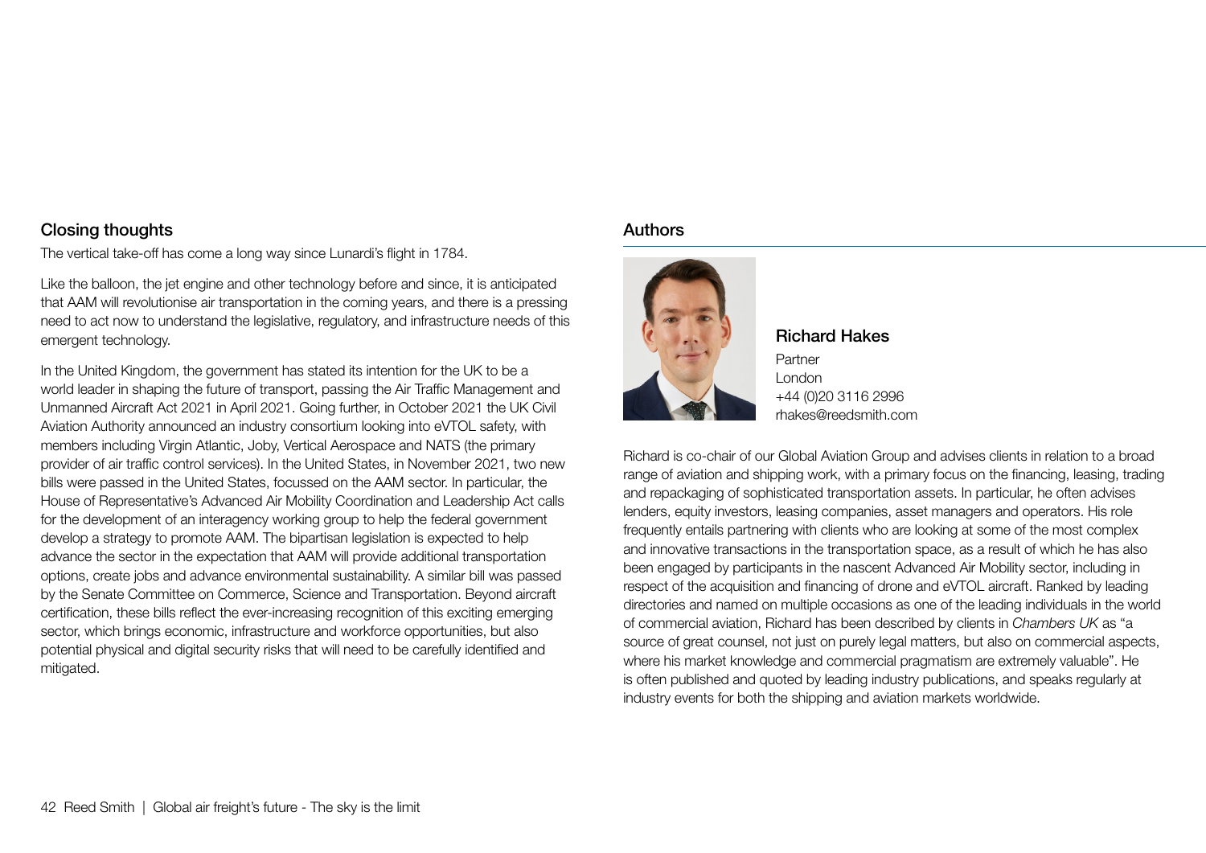## Closing thoughts

The vertical take-off has come a long way since Lunardi's flight in 1784.

Like the balloon, the jet engine and other technology before and since, it is anticipated that AAM will revolutionise air transportation in the coming years, and there is a pressing need to act now to understand the legislative, regulatory, and infrastructure needs of this emergent technology.

In the United Kingdom, the government has stated its intention for the UK to be a world leader in shaping the future of transport, passing the Air Traffic Management and Unmanned Aircraft Act 2021 in April 2021. Going further, in October 2021 the UK Civil Aviation Authority announced an industry consortium looking into eVTOL safety, with members including Virgin Atlantic, Joby, Vertical Aerospace and NATS (the primary provider of air traffic control services). In the United States, in November 2021, two new bills were passed in the United States, focussed on the AAM sector. In particular, the House of Representative's Advanced Air Mobility Coordination and Leadership Act calls for the development of an interagency working group to help the federal government develop a strategy to promote AAM. The bipartisan legislation is expected to help advance the sector in the expectation that AAM will provide additional transportation options, create jobs and advance environmental sustainability. A similar bill was passed by the Senate Committee on Commerce, Science and Transportation. Beyond aircraft certification, these bills reflect the ever-increasing recognition of this exciting emerging sector, which brings economic, infrastructure and workforce opportunities, but also potential physical and digital security risks that will need to be carefully identified and mitigated.

## Authors

### Richard Hakes

Partner
London
+44 (0)20 3116 2996
rhakes@reedsmith.com

Richard is co-chair of our Global Aviation Group and advises clients in relation to a broad range of aviation and shipping work, with a primary focus on the financing, leasing, trading and repackaging of sophisticated transportation assets. In particular, he often advises lenders, equity investors, leasing companies, asset managers and operators. His role frequently entails partnering with clients who are looking at some of the most complex and innovative transactions in the transportation space, as a result of which he has also been engaged by participants in the nascent Advanced Air Mobility sector, including in respect of the acquisition and financing of drone and eVTOL aircraft. Ranked by leading directories and named on multiple occasions as one of the leading individuals in the world of commercial aviation, Richard has been described by clients in *Chambers UK* as "a source of great counsel, not just on purely legal matters, but also on commercial aspects, where his market knowledge and commercial pragmatism are extremely valuable". He is often published and quoted by leading industry publications, and speaks regularly at industry events for both the shipping and aviation markets worldwide.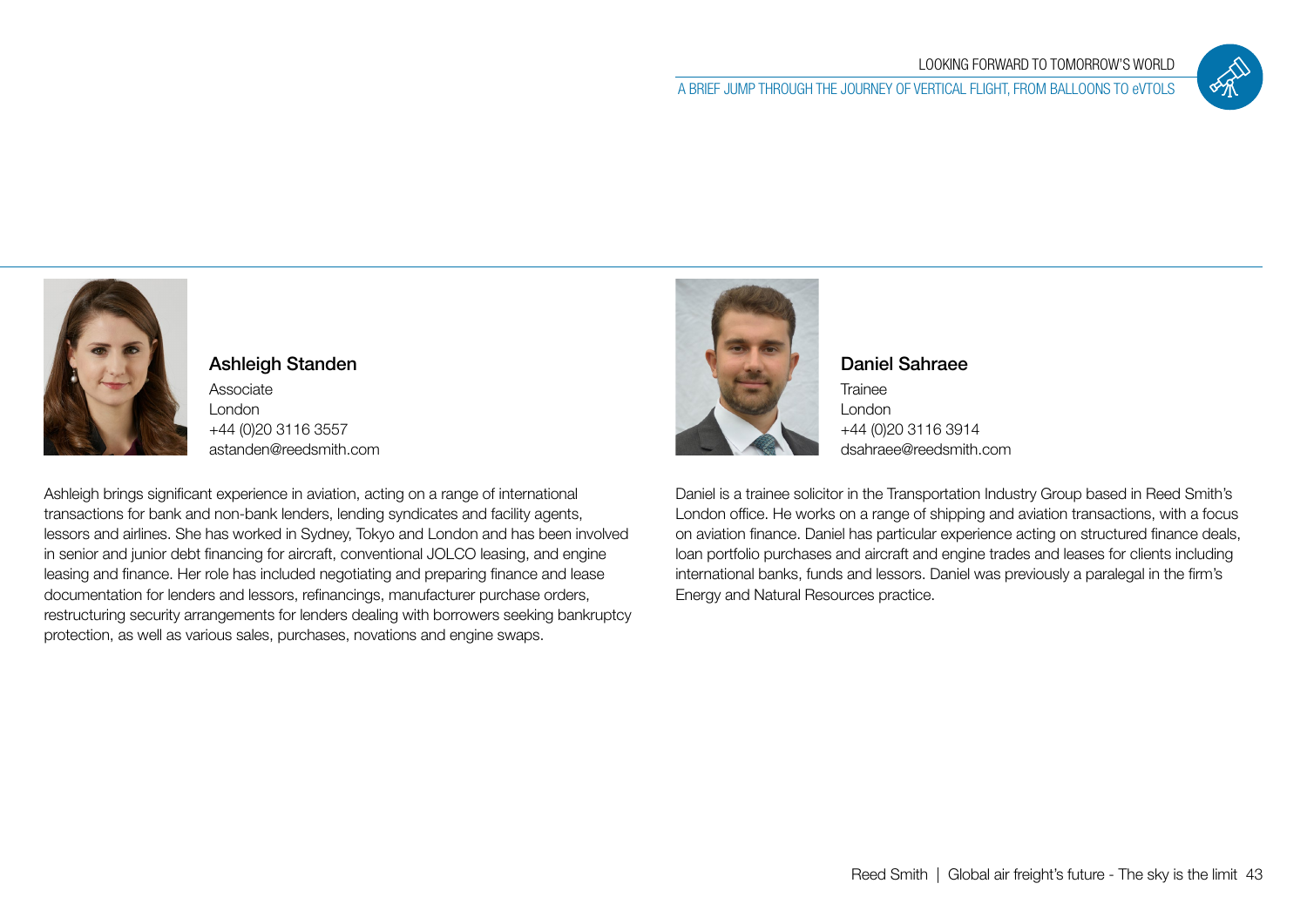### Ashleigh Standen

Associate
London
+44 (0)20 3116 3557
astanden@reedsmith.com

Ashleigh brings significant experience in aviation, acting on a range of international transactions for bank and non-bank lenders, lending syndicates and facility agents, lessors and airlines. She has worked in Sydney, Tokyo and London and has been involved in senior and junior debt financing for aircraft, conventional JOLCO leasing, and engine leasing and finance. Her role has included negotiating and preparing finance and lease documentation for lenders and lessors, refinancings, manufacturer purchase orders, restructuring security arrangements for lenders dealing with borrowers seeking bankruptcy protection, as well as various sales, purchases, novations and engine swaps.

### Daniel Sahraee

Trainee
London
+44 (0)20 3116 3914
dsahraee@reedsmith.com

Daniel is a trainee solicitor in the Transportation Industry Group based in Reed Smith's London office. He works on a range of shipping and aviation transactions, with a focus on aviation finance. Daniel has particular experience acting on structured finance deals, loan portfolio purchases and aircraft and engine trades and leases for clients including international banks, funds and lessors. Daniel was previously a paralegal in the firm's Energy and Natural Resources practice.